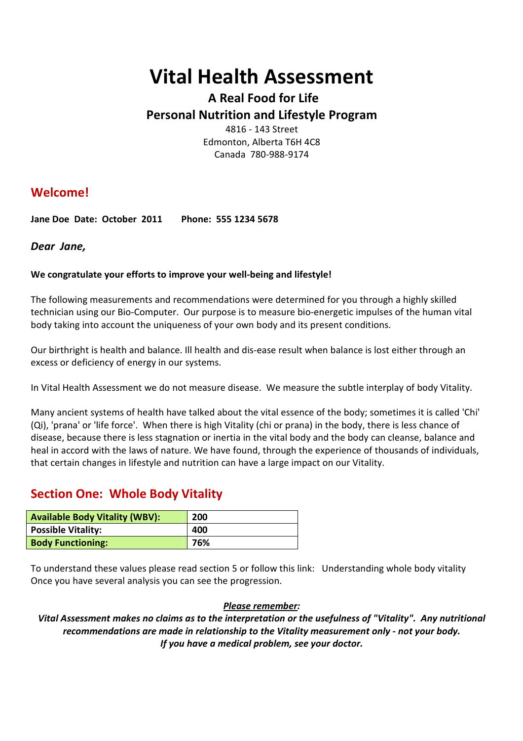# Vital Health Assessment

## A Real Food for Life
## Personal Nutrition and Lifestyle Program

4816 - 143 Street
Edmonton, Alberta T6H 4C8
Canada 780-988-9174

## Welcome!

**Jane Doe Date: October 2011 Phone: 555 1234 5678**

***Dear Jane,***

**We congratulate your efforts to improve your well-being and lifestyle!**

The following measurements and recommendations were determined for you through a highly skilled technician using our Bio-Computer. Our purpose is to measure bio-energetic impulses of the human vital body taking into account the uniqueness of your own body and its present conditions.

Our birthright is health and balance. Ill health and dis-ease result when balance is lost either through an excess or deficiency of energy in our systems.

In Vital Health Assessment we do not measure disease. We measure the subtle interplay of body Vitality.

Many ancient systems of health have talked about the vital essence of the body; sometimes it is called 'Chi' (Qi), 'prana' or 'life force'. When there is high Vitality (chi or prana) in the body, there is less chance of disease, because there is less stagnation or inertia in the vital body and the body can cleanse, balance and heal in accord with the laws of nature. We have found, through the experience of thousands of individuals, that certain changes in lifestyle and nutrition can have a large impact on our Vitality.

## Section One: Whole Body Vitality

| | |
|---|---|
| **Available Body Vitality (WBV):** | **200** |
| **Possible Vitality:** | **400** |
| **Body Functioning:** | **76%** |

To understand these values please read section 5 or follow this link: Understanding whole body vitality
Once you have several analysis you can see the progression.

***Please remember:***

***Vital Assessment makes no claims as to the interpretation or the usefulness of "Vitality". Any nutritional recommendations are made in relationship to the Vitality measurement only - not your body. If you have a medical problem, see your doctor.***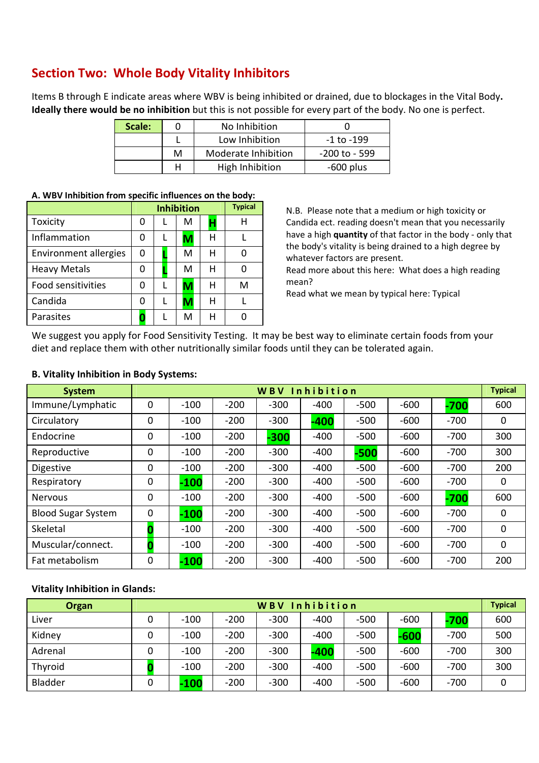## Section Two: Whole Body Vitality Inhibitors

Items B through E indicate areas where WBV is being inhibited or drained, due to blockages in the Vital Body. **Ideally there would be no inhibition** but this is not possible for every part of the body. No one is perfect.

| Scale: | 0 | No Inhibition | 0 |
|---|---|---|---|
| | L | Low Inhibition | -1 to -199 |
| | M | Moderate Inhibition | -200 to - 599 |
| | H | High Inhibition | -600 plus |

**A. WBV Inhibition from specific influences on the body:**

| | Inhibition | | | | Typical |
|---|---|---|---|---|---|
| Toxicity | 0 | L | M | **H** | H |
| Inflammation | 0 | L | **M** | H | L |
| Environment allergies | 0 | **L** | M | H | 0 |
| Heavy Metals | 0 | **L** | M | H | 0 |
| Food sensitivities | 0 | L | **M** | H | M |
| Candida | 0 | L | **M** | H | L |
| Parasites | **0** | L | M | H | 0 |

N.B. Please note that a medium or high toxicity or Candida ect. reading doesn't mean that you necessarily have a high **quantity** of that factor in the body - only that the body's vitality is being drained to a high degree by whatever factors are present.
Read more about this here: What does a high reading mean?
Read what we mean by typical here: Typical

We suggest you apply for Food Sensitivity Testing. It may be best way to eliminate certain foods from your diet and replace them with other nutritionally similar foods until they can be tolerated again.

**B. Vitality Inhibition in Body Systems:**

| System | W B V Inhibition | | | | | | | | Typical |
|---|---|---|---|---|---|---|---|---|---|
| Immune/Lymphatic | 0 | -100 | -200 | -300 | -400 | -500 | -600 | **-700** | 600 |
| Circulatory | 0 | -100 | -200 | -300 | **-400** | -500 | -600 | -700 | 0 |
| Endocrine | 0 | -100 | -200 | **-300** | -400 | -500 | -600 | -700 | 300 |
| Reproductive | 0 | -100 | -200 | -300 | -400 | **-500** | -600 | -700 | 300 |
| Digestive | 0 | -100 | -200 | -300 | -400 | -500 | -600 | -700 | 200 |
| Respiratory | 0 | **-100** | -200 | -300 | -400 | -500 | -600 | -700 | 0 |
| Nervous | 0 | -100 | -200 | -300 | -400 | -500 | -600 | **-700** | 600 |
| Blood Sugar System | 0 | **-100** | -200 | -300 | -400 | -500 | -600 | -700 | 0 |
| Skeletal | **0** | -100 | -200 | -300 | -400 | -500 | -600 | -700 | 0 |
| Muscular/connect. | **0** | -100 | -200 | -300 | -400 | -500 | -600 | -700 | 0 |
| Fat metabolism | 0 | **-100** | -200 | -300 | -400 | -500 | -600 | -700 | 200 |

**Vitality Inhibition in Glands:**

| Organ | W B V Inhibition | | | | | | | | Typical |
|---|---|---|---|---|---|---|---|---|---|
| Liver | 0 | -100 | -200 | -300 | -400 | -500 | -600 | **-700** | 600 |
| Kidney | 0 | -100 | -200 | -300 | -400 | -500 | **-600** | -700 | 500 |
| Adrenal | 0 | -100 | -200 | -300 | **-400** | -500 | -600 | -700 | 300 |
| Thyroid | **0** | -100 | -200 | -300 | -400 | -500 | -600 | -700 | 300 |
| Bladder | 0 | **-100** | -200 | -300 | -400 | -500 | -600 | -700 | 0 |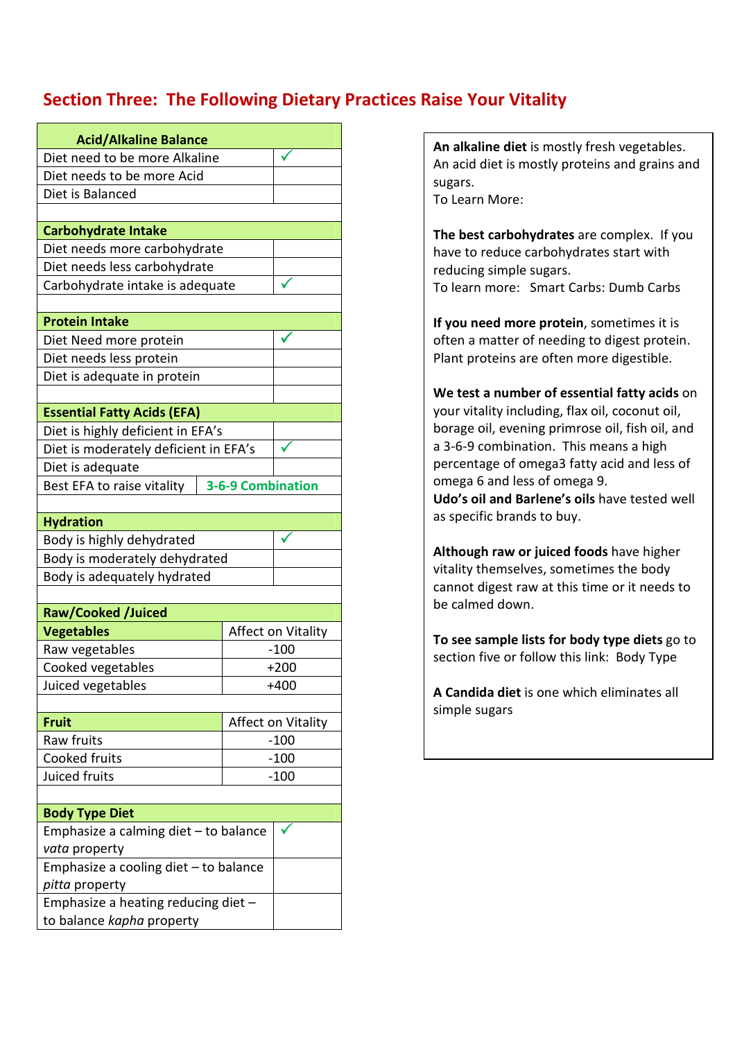## Section Three: The Following Dietary Practices Raise Your Vitality

| Acid/Alkaline Balance | |
|---|---|
| Diet need to be more Alkaline | ✓ |
| Diet needs to be more Acid | |
| Diet is Balanced | |

| Carbohydrate Intake | |
|---|---|
| Diet needs more carbohydrate | |
| Diet needs less carbohydrate | |
| Carbohydrate intake is adequate | ✓ |

| Protein Intake | |
|---|---|
| Diet Need more protein | ✓ |
| Diet needs less protein | |
| Diet is adequate in protein | |

| Essential Fatty Acids (EFA) | |
|---|---|
| Diet is highly deficient in EFA's | |
| Diet is moderately deficient in EFA's | ✓ |
| Diet is adequate | |
| Best EFA to raise vitality | 3-6-9 Combination |

| Hydration | |
|---|---|
| Body is highly dehydrated | ✓ |
| Body is moderately dehydrated | |
| Body is adequately hydrated | |

**Raw/Cooked /Juiced**

| Vegetables | Affect on Vitality |
|---|---|
| Raw vegetables | -100 |
| Cooked vegetables | +200 |
| Juiced vegetables | +400 |

| Fruit | Affect on Vitality |
|---|---|
| Raw fruits | -100 |
| Cooked fruits | -100 |
| Juiced fruits | -100 |

| Body Type Diet | |
|---|---|
| Emphasize a calming diet – to balance *vata* property | ✓ |
| Emphasize a cooling diet – to balance *pitta* property | |
| Emphasize a heating reducing diet – to balance *kapha* property | |

**An alkaline diet** is mostly fresh vegetables. An acid diet is mostly proteins and grains and sugars.
To Learn More:

**The best carbohydrates** are complex. If you have to reduce carbohydrates start with reducing simple sugars.
To learn more: Smart Carbs: Dumb Carbs

**If you need more protein**, sometimes it is often a matter of needing to digest protein. Plant proteins are often more digestible.

**We test a number of essential fatty acids** on your vitality including, flax oil, coconut oil, borage oil, evening primrose oil, fish oil, and a 3-6-9 combination. This means a high percentage of omega3 fatty acid and less of omega 6 and less of omega 9.
**Udo's oil and Barlene's oils** have tested well as specific brands to buy.

**Although raw or juiced foods** have higher vitality themselves, sometimes the body cannot digest raw at this time or it needs to be calmed down.

**To see sample lists for body type diets** go to section five or follow this link: Body Type

**A Candida diet** is one which eliminates all simple sugars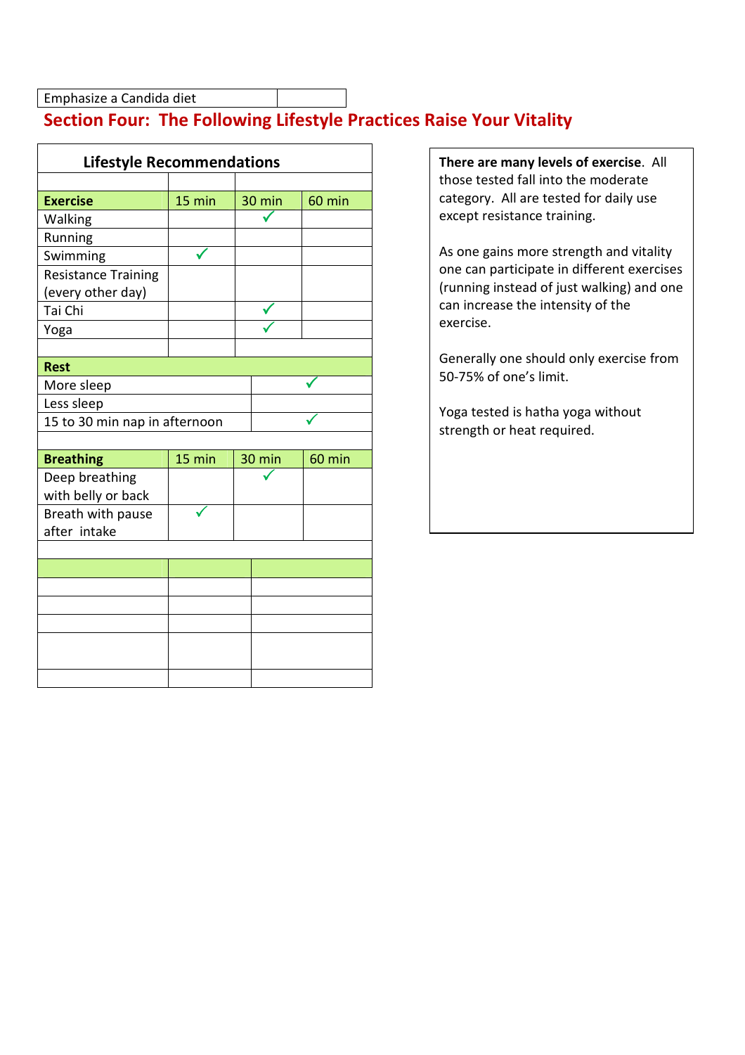| Emphasize a Candida diet | |
|---|---|

## Section Four: The Following Lifestyle Practices Raise Your Vitality

| Lifestyle Recommendations | | | |
|---|---|---|---|
| **Exercise** | 15 min | 30 min | 60 min |
| Walking | | ✓ | |
| Running | | | |
| Swimming | ✓ | | |
| Resistance Training (every other day) | | | |
| Tai Chi | | ✓ | |
| Yoga | | ✓ | |
| | | | |
| **Rest** | | | |
| More sleep | | ✓ | |
| Less sleep | | | |
| 15 to 30 min nap in afternoon | | ✓ | |
| | | | |
| **Breathing** | 15 min | 30 min | 60 min |
| Deep breathing with belly or back | | ✓ | |
| Breath with pause after intake | ✓ | | |

**There are many levels of exercise**. All those tested fall into the moderate category. All are tested for daily use except resistance training.

As one gains more strength and vitality one can participate in different exercises (running instead of just walking) and one can increase the intensity of the exercise.

Generally one should only exercise from 50-75% of one's limit.

Yoga tested is hatha yoga without strength or heat required.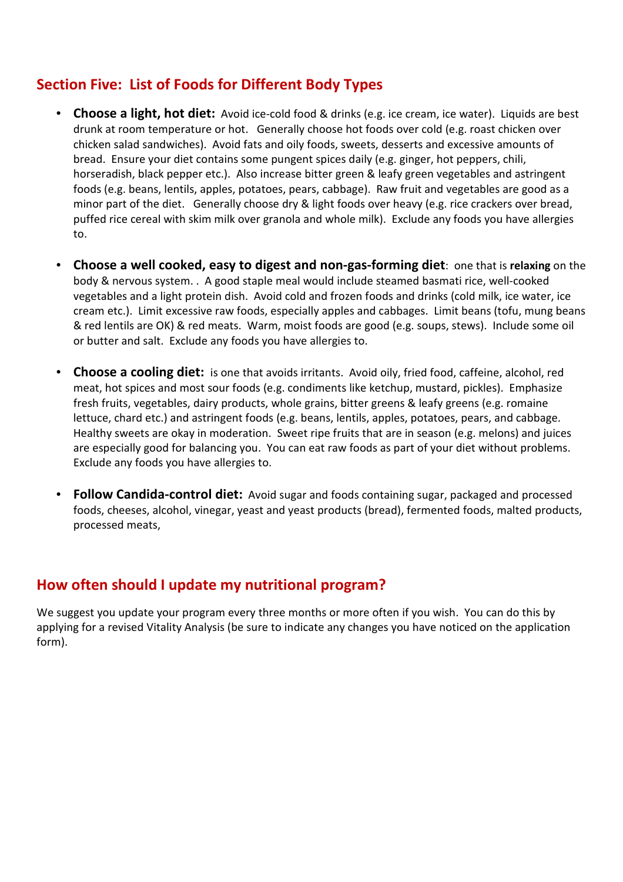## Section Five: List of Foods for Different Body Types

- **Choose a light, hot diet:** Avoid ice-cold food & drinks (e.g. ice cream, ice water). Liquids are best drunk at room temperature or hot. Generally choose hot foods over cold (e.g. roast chicken over chicken salad sandwiches). Avoid fats and oily foods, sweets, desserts and excessive amounts of bread. Ensure your diet contains some pungent spices daily (e.g. ginger, hot peppers, chili, horseradish, black pepper etc.). Also increase bitter green & leafy green vegetables and astringent foods (e.g. beans, lentils, apples, potatoes, pears, cabbage). Raw fruit and vegetables are good as a minor part of the diet. Generally choose dry & light foods over heavy (e.g. rice crackers over bread, puffed rice cereal with skim milk over granola and whole milk). Exclude any foods you have allergies to.

- **Choose a well cooked, easy to digest and non-gas-forming diet**: one that is **relaxing** on the body & nervous system. . A good staple meal would include steamed basmati rice, well-cooked vegetables and a light protein dish. Avoid cold and frozen foods and drinks (cold milk, ice water, ice cream etc.). Limit excessive raw foods, especially apples and cabbages. Limit beans (tofu, mung beans & red lentils are OK) & red meats. Warm, moist foods are good (e.g. soups, stews). Include some oil or butter and salt. Exclude any foods you have allergies to.

- **Choose a cooling diet:** is one that avoids irritants. Avoid oily, fried food, caffeine, alcohol, red meat, hot spices and most sour foods (e.g. condiments like ketchup, mustard, pickles). Emphasize fresh fruits, vegetables, dairy products, whole grains, bitter greens & leafy greens (e.g. romaine lettuce, chard etc.) and astringent foods (e.g. beans, lentils, apples, potatoes, pears, and cabbage. Healthy sweets are okay in moderation. Sweet ripe fruits that are in season (e.g. melons) and juices are especially good for balancing you. You can eat raw foods as part of your diet without problems. Exclude any foods you have allergies to.

- **Follow Candida-control diet:** Avoid sugar and foods containing sugar, packaged and processed foods, cheeses, alcohol, vinegar, yeast and yeast products (bread), fermented foods, malted products, processed meats,

## How often should I update my nutritional program?

We suggest you update your program every three months or more often if you wish. You can do this by applying for a revised Vitality Analysis (be sure to indicate any changes you have noticed on the application form).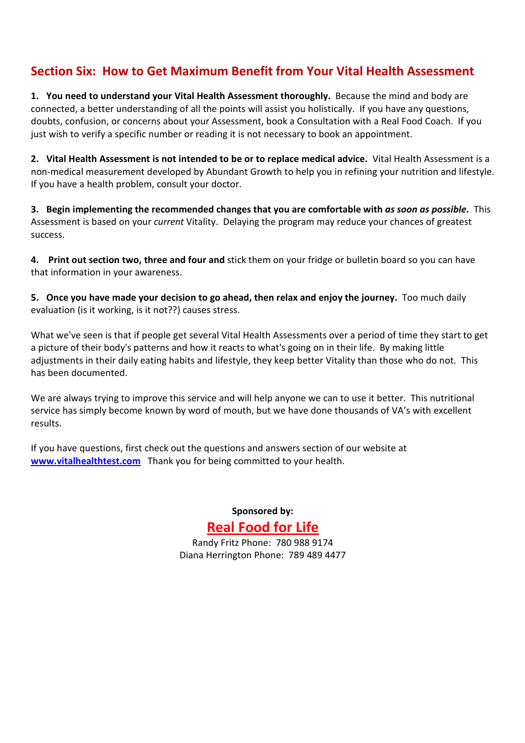## Section Six: How to Get Maximum Benefit from Your Vital Health Assessment

**1. You need to understand your Vital Health Assessment thoroughly.** Because the mind and body are connected, a better understanding of all the points will assist you holistically. If you have any questions, doubts, confusion, or concerns about your Assessment, book a Consultation with a Real Food Coach. If you just wish to verify a specific number or reading it is not necessary to book an appointment.

**2. Vital Health Assessment is not intended to be or to replace medical advice.** Vital Health Assessment is a non-medical measurement developed by Abundant Growth to help you in refining your nutrition and lifestyle. If you have a health problem, consult your doctor.

**3. Begin implementing the recommended changes that you are comfortable with *as soon as possible*.** This Assessment is based on your *current* Vitality. Delaying the program may reduce your chances of greatest success.

**4. Print out section two, three and four and** stick them on your fridge or bulletin board so you can have that information in your awareness.

**5. Once you have made your decision to go ahead, then relax and enjoy the journey.** Too much daily evaluation (is it working, is it not??) causes stress.

What we've seen is that if people get several Vital Health Assessments over a period of time they start to get a picture of their body's patterns and how it reacts to what's going on in their life. By making little adjustments in their daily eating habits and lifestyle, they keep better Vitality than those who do not. This has been documented.

We are always trying to improve this service and will help anyone we can to use it better. This nutritional service has simply become known by word of mouth, but we have done thousands of VA's with excellent results.

If you have questions, first check out the questions and answers section of our website at **[www.vitalhealthtest.com](http://www.vitalhealthtest.com)** Thank you for being committed to your health.

**Sponsored by:**

**Real Food for Life**

Randy Fritz Phone: 780 988 9174

Diana Herrington Phone: 789 489 4477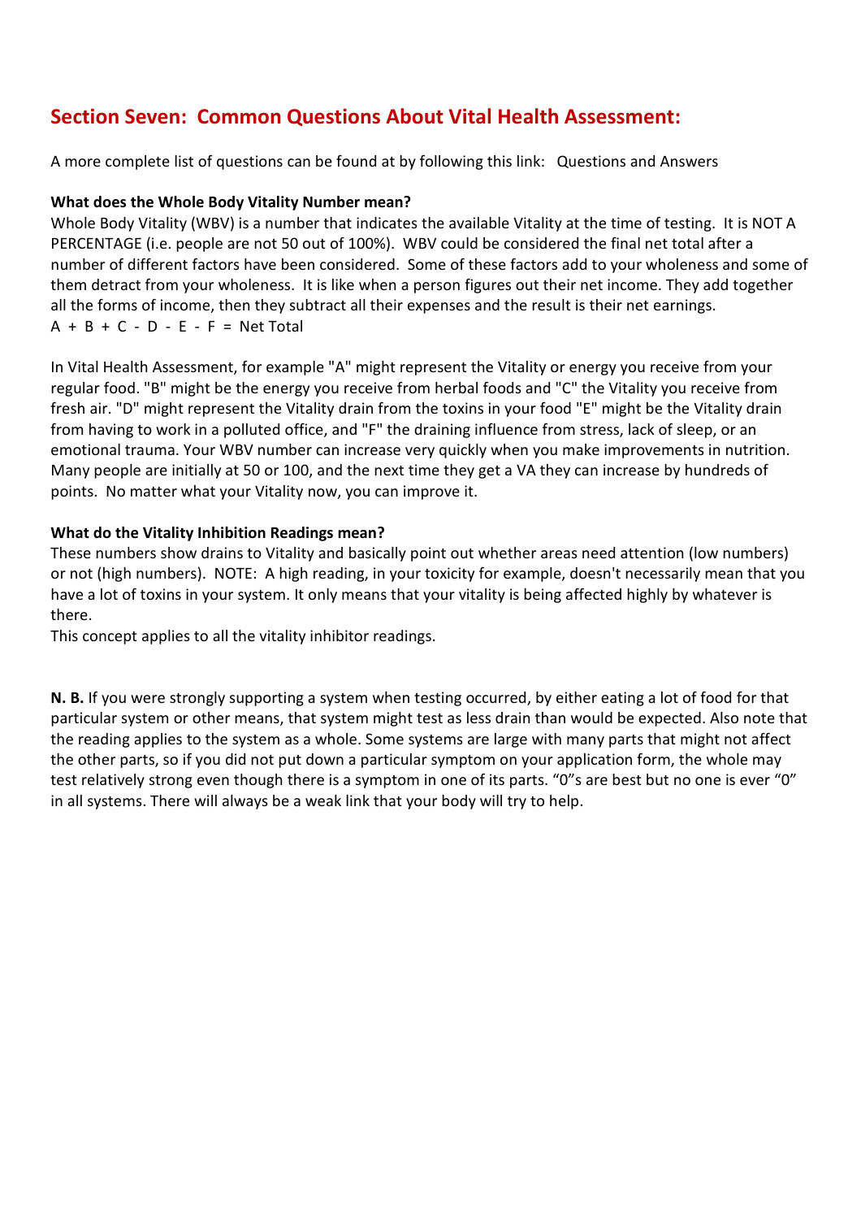## Section Seven: Common Questions About Vital Health Assessment:

A more complete list of questions can be found at by following this link: Questions and Answers

**What does the Whole Body Vitality Number mean?**

Whole Body Vitality (WBV) is a number that indicates the available Vitality at the time of testing. It is NOT A PERCENTAGE (i.e. people are not 50 out of 100%). WBV could be considered the final net total after a number of different factors have been considered. Some of these factors add to your wholeness and some of them detract from your wholeness. It is like when a person figures out their net income. They add together all the forms of income, then they subtract all their expenses and the result is their net earnings.
A + B + C - D - E - F = Net Total

In Vital Health Assessment, for example "A" might represent the Vitality or energy you receive from your regular food. "B" might be the energy you receive from herbal foods and "C" the Vitality you receive from fresh air. "D" might represent the Vitality drain from the toxins in your food "E" might be the Vitality drain from having to work in a polluted office, and "F" the draining influence from stress, lack of sleep, or an emotional trauma. Your WBV number can increase very quickly when you make improvements in nutrition. Many people are initially at 50 or 100, and the next time they get a VA they can increase by hundreds of points. No matter what your Vitality now, you can improve it.

**What do the Vitality Inhibition Readings mean?**

These numbers show drains to Vitality and basically point out whether areas need attention (low numbers) or not (high numbers). NOTE: A high reading, in your toxicity for example, doesn't necessarily mean that you have a lot of toxins in your system. It only means that your vitality is being affected highly by whatever is there.
This concept applies to all the vitality inhibitor readings.

**N. B.** If you were strongly supporting a system when testing occurred, by either eating a lot of food for that particular system or other means, that system might test as less drain than would be expected. Also note that the reading applies to the system as a whole. Some systems are large with many parts that might not affect the other parts, so if you did not put down a particular symptom on your application form, the whole may test relatively strong even though there is a symptom in one of its parts. "0"s are best but no one is ever "0" in all systems. There will always be a weak link that your body will try to help.